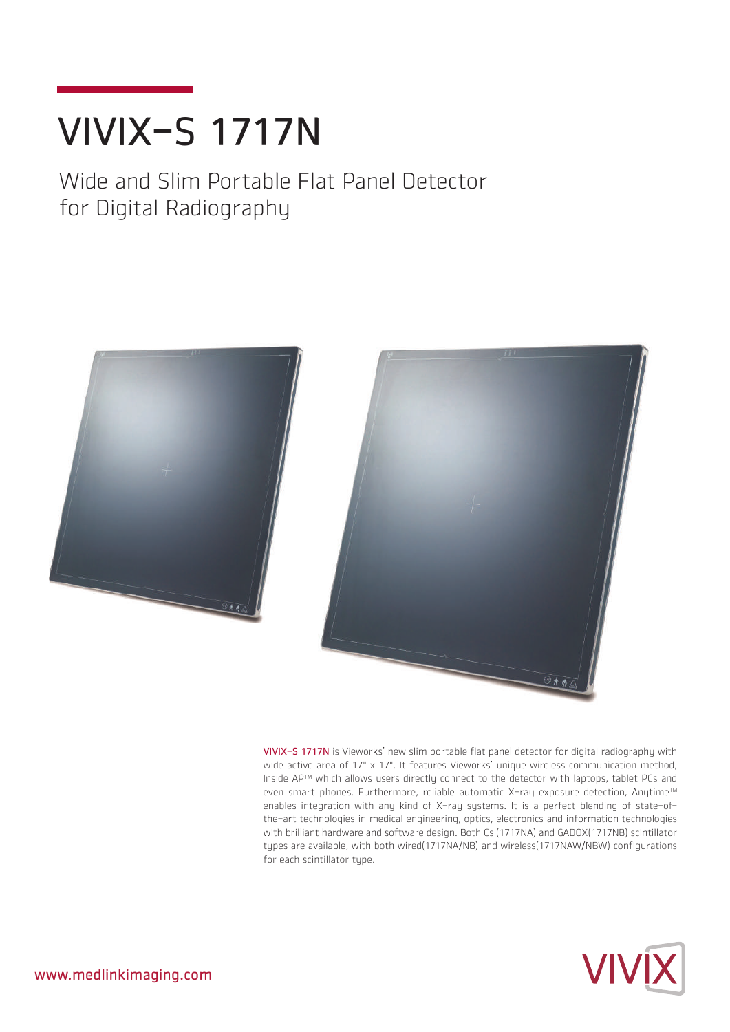# VIVIX-S 1717N

## Wide and Slim Portable Flat Panel Detector for Digital Radiography

VIVIX-S 1717N is Vieworks' new slim portable flat panel detector for digital radiography with wide active area of 17" x 17". It features Vieworks' unique wireless communication method, Inside AP™ which allows users directly connect to the detector with laptops, tablet PCs and even smart phones. Furthermore, reliable automatic X-ray exposure detection, Anytime™ enables integration with any kind of X-ray systems. It is a perfect blending of state-of-the-art technologies in medical engineering, optics, electronics and information technologies with brilliant hardware and software design. Both CsI(1717NA) and GADOX(1717NB) scintillator types are available, with both wired(1717NA/NB) and wireless(1717NAW/NBW) configurations for each scintillator type.

www.medlinkimaging.com

VIVIX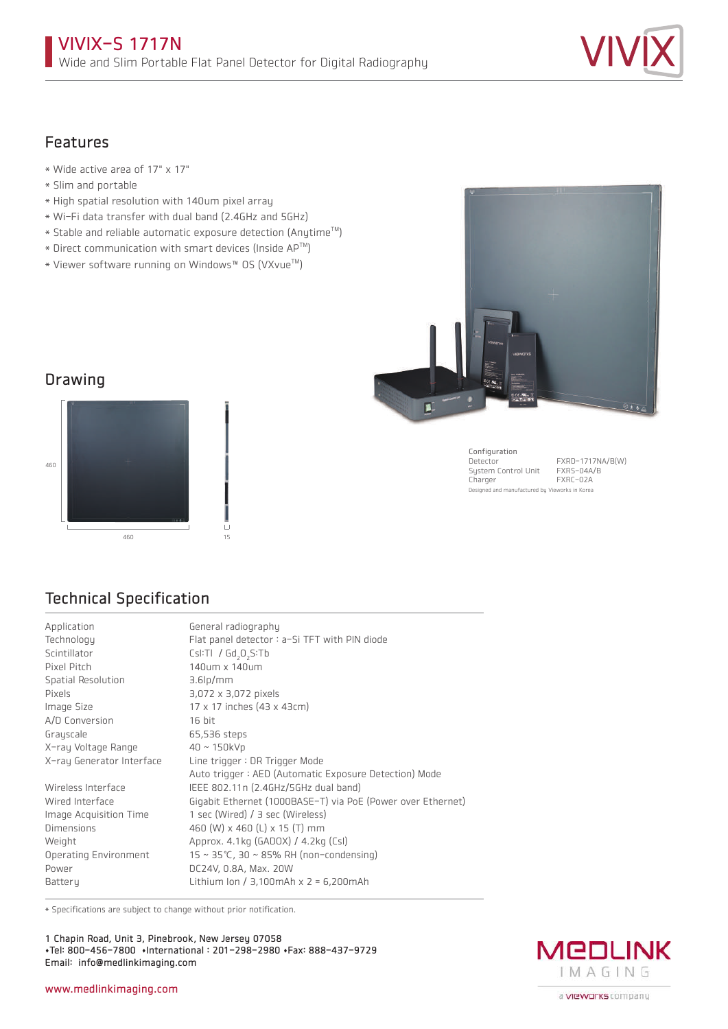# VIVIX-S 1717N

Wide and Slim Portable Flat Panel Detector for Digital Radiography

## Features

* Wide active area of 17" x 17"
* Slim and portable
* High spatial resolution with 140um pixel array
* Wi-Fi data transfer with dual band (2.4GHz and 5GHz)
* Stable and reliable automatic exposure detection (Anytime™)
* Direct communication with smart devices (Inside AP™)
* Viewer software running on Windows™ OS (VXvue™)

## Drawing

460

460

15

Configuration

| | |
|---|---|
| Detector | FXRD-1717NA/B(W) |
| System Control Unit | FXRS-04A/B |
| Charger | FXRC-02A |

Designed and manufactured by Vieworks in Korea

## Technical Specification

| | |
|---|---|
| Application | General radiography |
| Technology | Flat panel detector : a-Si TFT with PIN diode |
| Scintillator | CsI:Tl / $Gd_2O_2S$:Tb |
| Pixel Pitch | 140um x 140um |
| Spatial Resolution | 3.6lp/mm |
| Pixels | 3,072 x 3,072 pixels |
| Image Size | 17 x 17 inches (43 x 43cm) |
| A/D Conversion | 16 bit |
| Grayscale | 65,536 steps |
| X-ray Voltage Range | 40 ~ 150kVp |
| X-ray Generator Interface | Line trigger : DR Trigger Mode<br>Auto trigger : AED (Automatic Exposure Detection) Mode |
| Wireless Interface | IEEE 802.11n (2.4GHz/5GHz dual band) |
| Wired Interface | Gigabit Ethernet (1000BASE-T) via PoE (Power over Ethernet) |
| Image Acquisition Time | 1 sec (Wired) / 3 sec (Wireless) |
| Dimensions | 460 (W) x 460 (L) x 15 (T) mm |
| Weight | Approx. 4.1kg (GADOX) / 4.2kg (CsI) |
| Operating Environment | 15 ~ 35℃, 30 ~ 85% RH (non-condensing) |
| Power | DC24V, 0.8A, Max. 20W |
| Battery | Lithium Ion / 3,100mAh x 2 = 6,200mAh |

* Specifications are subject to change without prior notification.

1 Chapin Road, Unit 3, Pinebrook, New Jersey 07058
•Tel: 800-456-7800 •International : 201-298-2980 •Fax: 888-437-9729
Email: info@medlinkimaging.com

www.medlinkimaging.com

MEDLINK IMAGING

a vieworks company